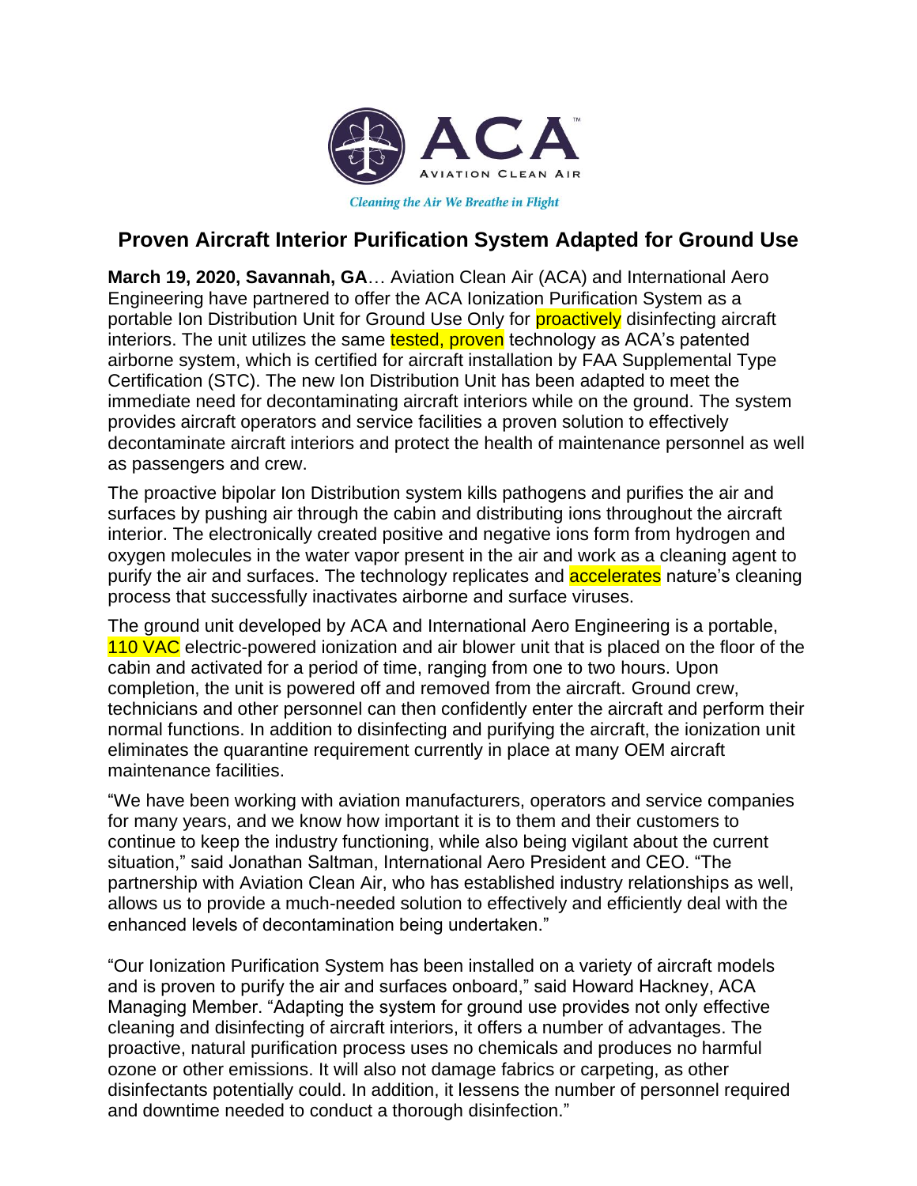ACA

AVIATION CLEAN AIR

*Cleaning the Air We Breathe in Flight*

## Proven Aircraft Interior Purification System Adapted for Ground Use

**March 19, 2020, Savannah, GA**… Aviation Clean Air (ACA) and International Aero Engineering have partnered to offer the ACA Ionization Purification System as a portable Ion Distribution Unit for Ground Use Only for proactively disinfecting aircraft interiors. The unit utilizes the same tested, proven technology as ACA's patented airborne system, which is certified for aircraft installation by FAA Supplemental Type Certification (STC). The new Ion Distribution Unit has been adapted to meet the immediate need for decontaminating aircraft interiors while on the ground. The system provides aircraft operators and service facilities a proven solution to effectively decontaminate aircraft interiors and protect the health of maintenance personnel as well as passengers and crew.

The proactive bipolar Ion Distribution system kills pathogens and purifies the air and surfaces by pushing air through the cabin and distributing ions throughout the aircraft interior. The electronically created positive and negative ions form from hydrogen and oxygen molecules in the water vapor present in the air and work as a cleaning agent to purify the air and surfaces. The technology replicates and accelerates nature's cleaning process that successfully inactivates airborne and surface viruses.

The ground unit developed by ACA and International Aero Engineering is a portable, 110 VAC electric-powered ionization and air blower unit that is placed on the floor of the cabin and activated for a period of time, ranging from one to two hours. Upon completion, the unit is powered off and removed from the aircraft. Ground crew, technicians and other personnel can then confidently enter the aircraft and perform their normal functions. In addition to disinfecting and purifying the aircraft, the ionization unit eliminates the quarantine requirement currently in place at many OEM aircraft maintenance facilities.

"We have been working with aviation manufacturers, operators and service companies for many years, and we know how important it is to them and their customers to continue to keep the industry functioning, while also being vigilant about the current situation," said Jonathan Saltman, International Aero President and CEO. "The partnership with Aviation Clean Air, who has established industry relationships as well, allows us to provide a much-needed solution to effectively and efficiently deal with the enhanced levels of decontamination being undertaken."

"Our Ionization Purification System has been installed on a variety of aircraft models and is proven to purify the air and surfaces onboard," said Howard Hackney, ACA Managing Member. "Adapting the system for ground use provides not only effective cleaning and disinfecting of aircraft interiors, it offers a number of advantages. The proactive, natural purification process uses no chemicals and produces no harmful ozone or other emissions. It will also not damage fabrics or carpeting, as other disinfectants potentially could. In addition, it lessens the number of personnel required and downtime needed to conduct a thorough disinfection."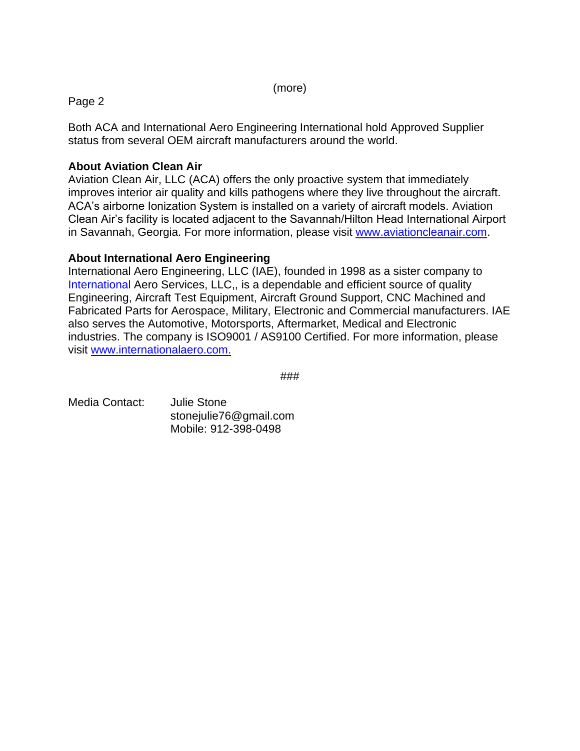(more)

Both ACA and International Aero Engineering International hold Approved Supplier status from several OEM aircraft manufacturers around the world.

**About Aviation Clean Air**
Aviation Clean Air, LLC (ACA) offers the only proactive system that immediately improves interior air quality and kills pathogens where they live throughout the aircraft. ACA's airborne Ionization System is installed on a variety of aircraft models. Aviation Clean Air's facility is located adjacent to the Savannah/Hilton Head International Airport in Savannah, Georgia. For more information, please visit www.aviationcleanair.com.

**About International Aero Engineering**
International Aero Engineering, LLC (IAE), founded in 1998 as a sister company to International Aero Services, LLC,, is a dependable and efficient source of quality Engineering, Aircraft Test Equipment, Aircraft Ground Support, CNC Machined and Fabricated Parts for Aerospace, Military, Electronic and Commercial manufacturers. IAE also serves the Automotive, Motorsports, Aftermarket, Medical and Electronic industries. The company is ISO9001 / AS9100 Certified. For more information, please visit www.internationalaero.com.

###

Media Contact: Julie Stone
stonejulie76@gmail.com
Mobile: 912-398-0498